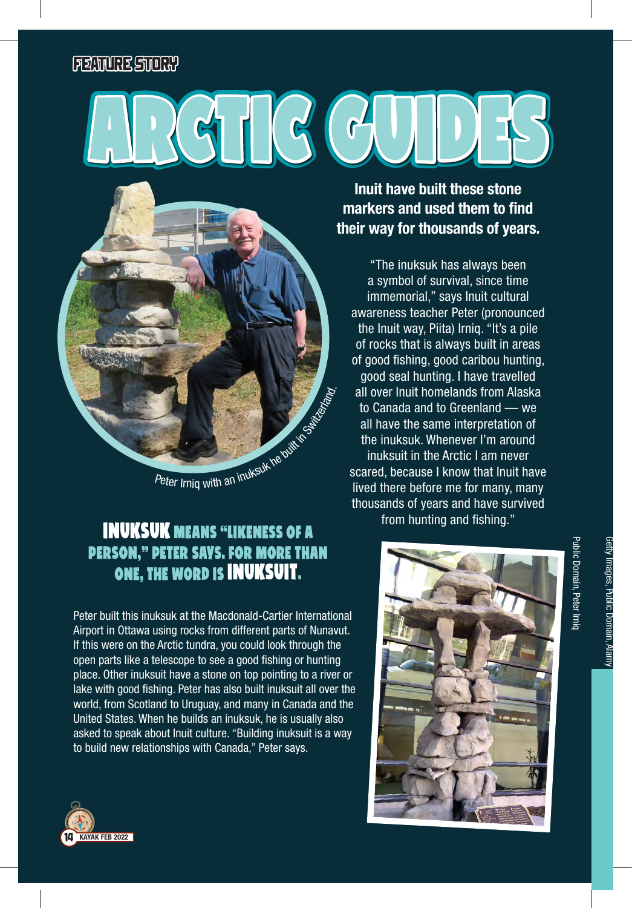FEATURE STORY

# ARCTIC GUIDES

**Inuit have built these stone markers and used them to find their way for thousands of years.**

"The inuksuk has always been a symbol of survival, since time immemorial," says Inuit cultural awareness teacher Peter (pronounced the Inuit way, Piita) Irniq. "It's a pile of rocks that is always built in areas of good fishing, good caribou hunting, good seal hunting. I have travelled all over Inuit homelands from Alaska to Canada and to Greenland — we all have the same interpretation of the inuksuk. Whenever I'm around inuksuit in the Arctic I am never scared, because I know that Inuit have lived there before me for many, many thousands of years and have survived from hunting and fishing."

*Peter Irniq with an inuksuk he built in Switzerland.*

## INUKSUK MEANS "LIKENESS OF A PERSON," PETER SAYS. FOR MORE THAN ONE, THE WORD IS INUKSUIT.

Peter built this inuksuk at the Macdonald-Cartier International Airport in Ottawa using rocks from different parts of Nunavut. If this were on the Arctic tundra, you could look through the open parts like a telescope to see a good fishing or hunting place. Other inuksuit have a stone on top pointing to a river or lake with good fishing. Peter has also built inuksuit all over the world, from Scotland to Uruguay, and many in Canada and the United States. When he builds an inuksuk, he is usually also asked to speak about Inuit culture. "Building inuksuit is a way to build new relationships with Canada," Peter says.

Getty Images, Public Domain, Alamy

Public Domain, Peter Irniq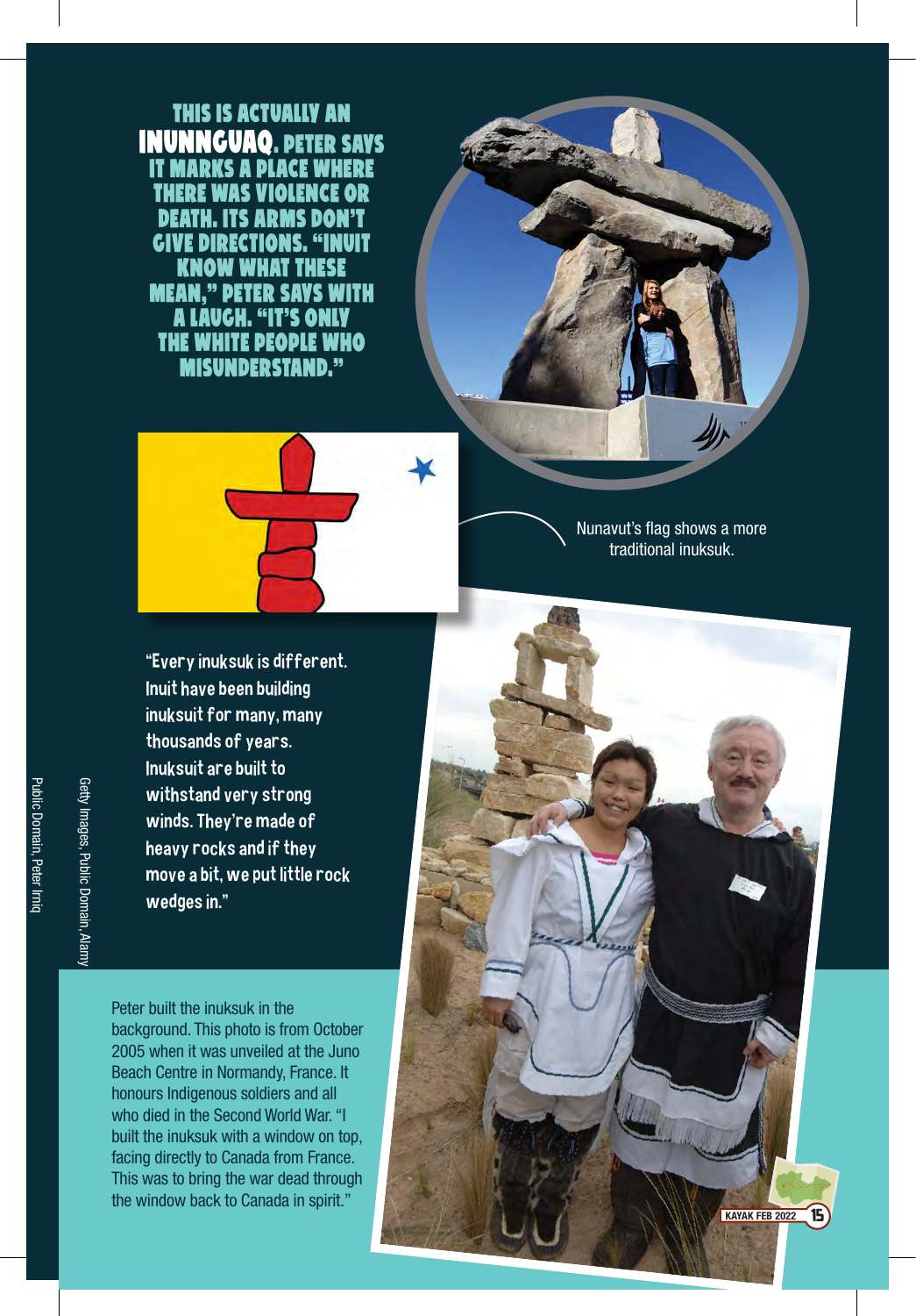**THIS IS ACTUALLY AN INUNNGUAQ. PETER SAYS IT MARKS A PLACE WHERE THERE WAS VIOLENCE OR DEATH. ITS ARMS DON'T GIVE DIRECTIONS. "INUIT KNOW WHAT THESE MEAN," PETER SAYS WITH A LAUGH. "IT'S ONLY THE WHITE PEOPLE WHO MISUNDERSTAND."**

Nunavut's flag shows a more traditional inuksuk.

"Every inuksuk is different. Inuit have been building inuksuit for many, many thousands of years. Inuksuit are built to withstand very strong winds. They're made of heavy rocks and if they move a bit, we put little rock wedges in."

Peter built the inuksuk in the background. This photo is from October 2005 when it was unveiled at the Juno Beach Centre in Normandy, France. It honours Indigenous soldiers and all who died in the Second World War. "I built the inuksuk with a window on top, facing directly to Canada from France. This was to bring the war dead through the window back to Canada in spirit."

Getty Images, Public Domain, Alamy

Public Domain, Peter Irniq